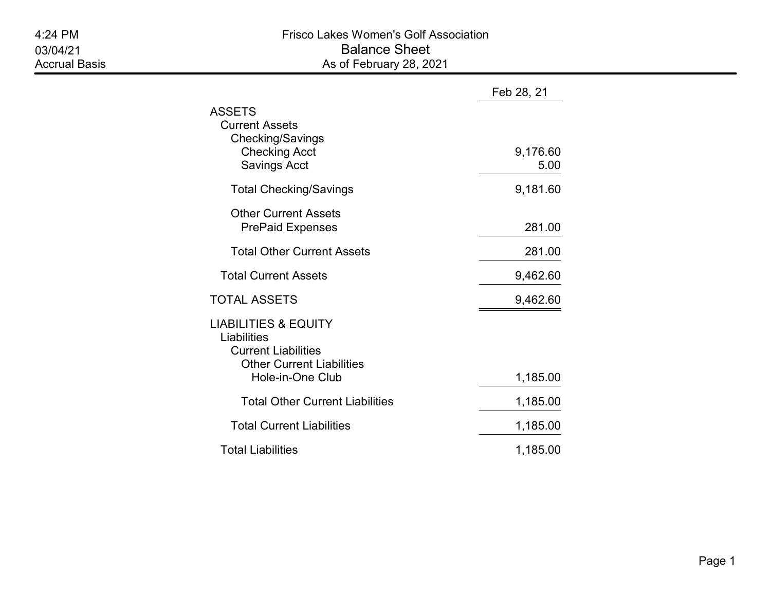# Frisco Lakes Women's Golf Association

## Balance Sheet

As of February 28, 2021

4:24 PM
03/04/21
Accrual Basis

| | Feb 28, 21 |
|---|---|
| ASSETS | |
| Current Assets | |
| Checking/Savings | |
| Checking Acct | 9,176.60 |
| Savings Acct | 5.00 |
| Total Checking/Savings | 9,181.60 |
| Other Current Assets | |
| PrePaid Expenses | 281.00 |
| Total Other Current Assets | 281.00 |
| Total Current Assets | 9,462.60 |
| TOTAL ASSETS | 9,462.60 |
| LIABILITIES & EQUITY | |
| Liabilities | |
| Current Liabilities | |
| Other Current Liabilities | |
| Hole-in-One Club | 1,185.00 |
| Total Other Current Liabilities | 1,185.00 |
| Total Current Liabilities | 1,185.00 |
| Total Liabilities | 1,185.00 |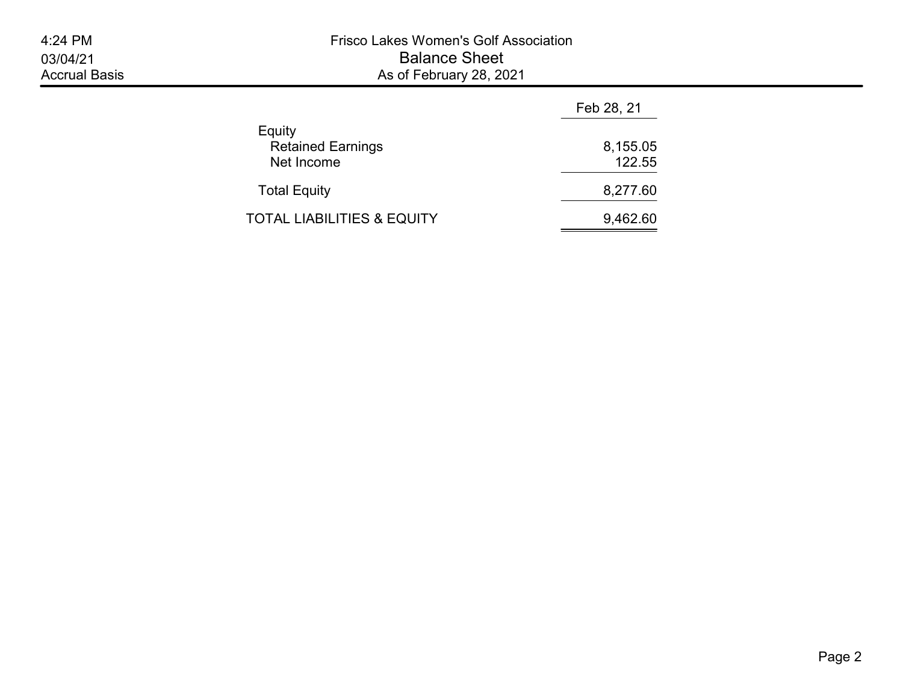# Frisco Lakes Women's Golf Association

## Balance Sheet

As of February 28, 2021

| | Feb 28, 21 |
|---|---|
| Equity | |
| Retained Earnings | 8,155.05 |
| Net Income | 122.55 |
| Total Equity | 8,277.60 |
| TOTAL LIABILITIES & EQUITY | 9,462.60 |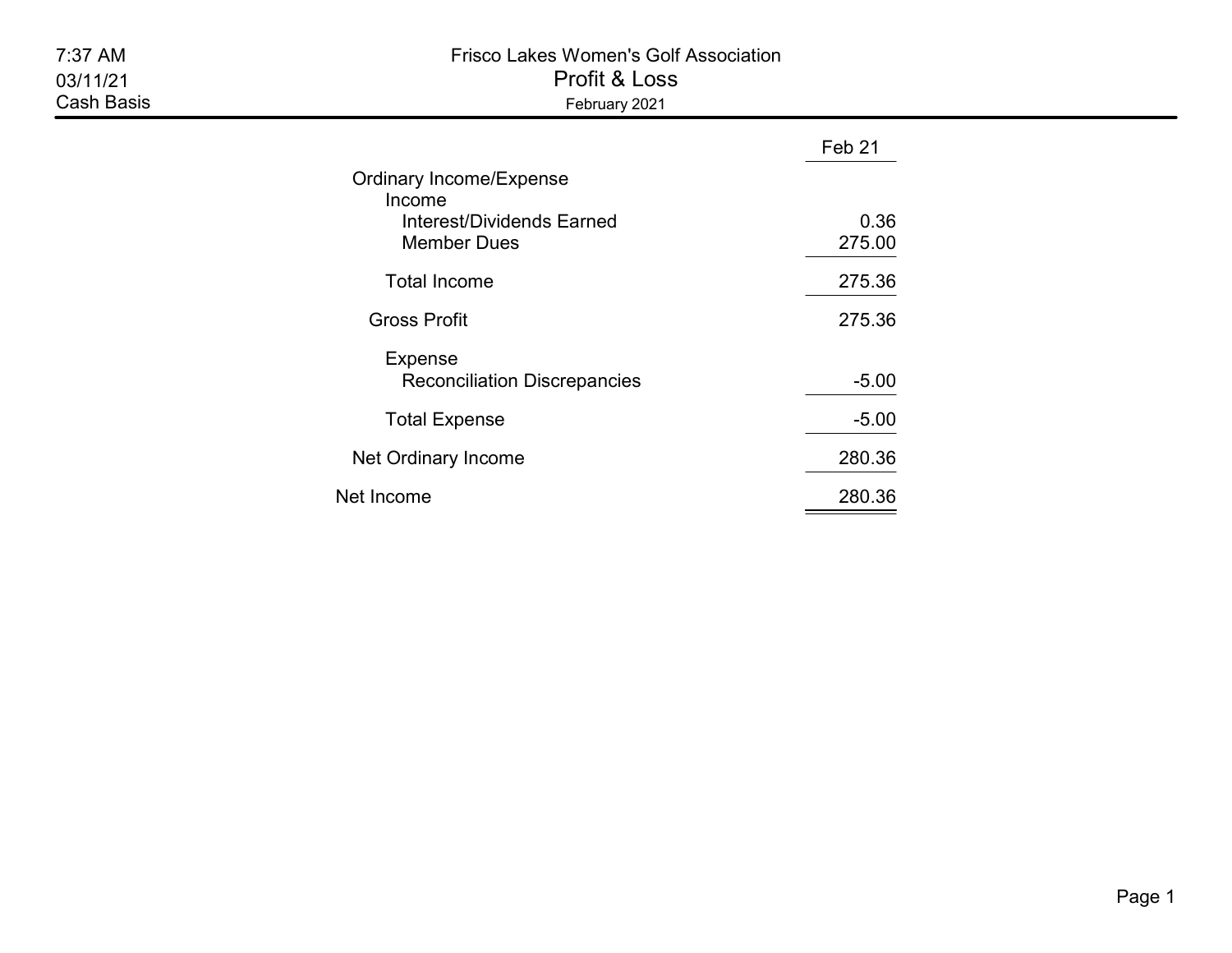7:37 AM
03/11/21
Cash Basis

# Frisco Lakes Women's Golf Association
## Profit & Loss
February 2021

| | Feb 21 |
|---|---|
| Ordinary Income/Expense | |
| Income | |
| Interest/Dividends Earned | 0.36 |
| Member Dues | 275.00 |
| Total Income | 275.36 |
| Gross Profit | 275.36 |
| Expense | |
| Reconciliation Discrepancies | -5.00 |
| Total Expense | -5.00 |
| Net Ordinary Income | 280.36 |
| Net Income | 280.36 |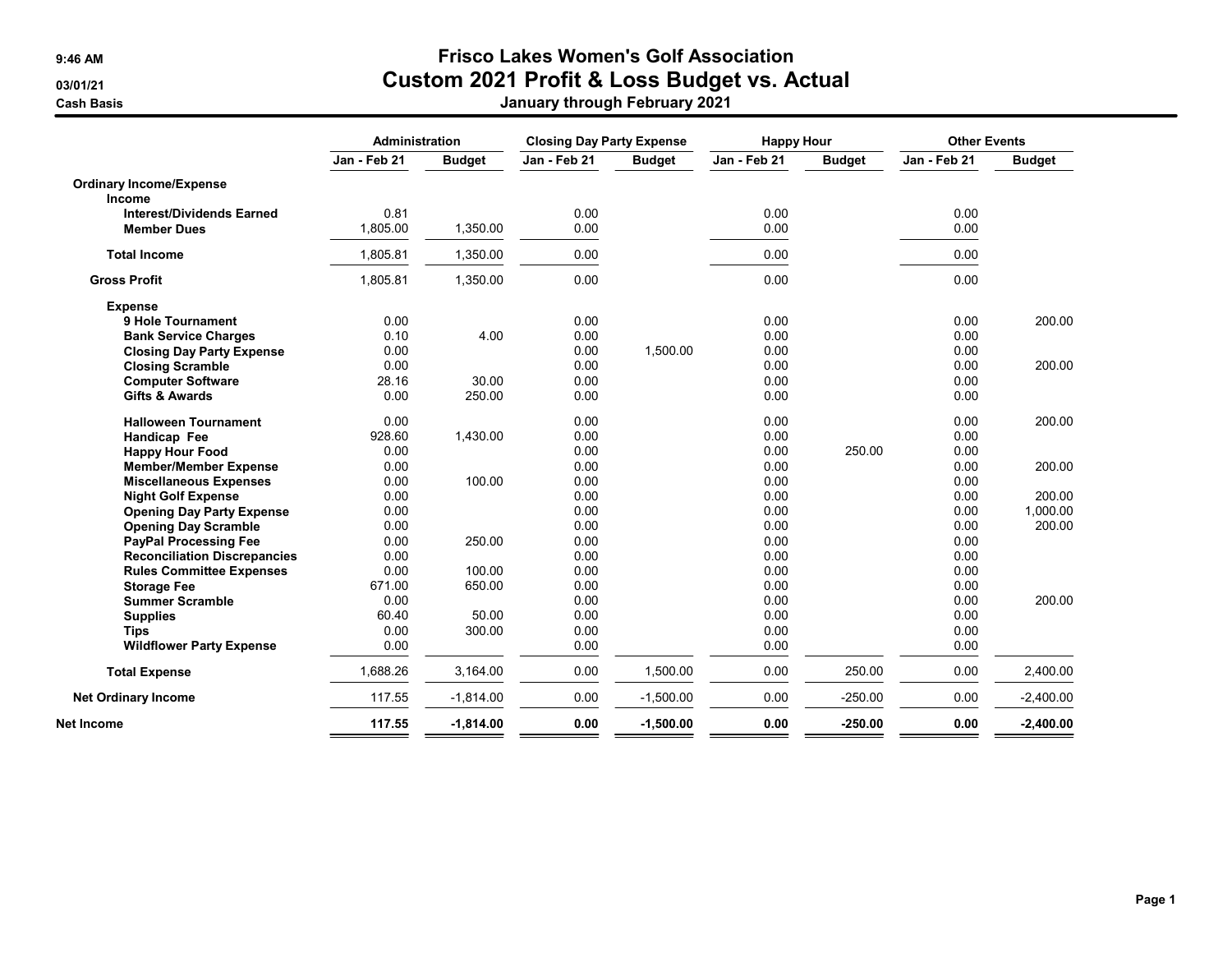9:46 AM

03/01/21

Cash Basis

# Frisco Lakes Women's Golf Association
## Custom 2021 Profit & Loss Budget vs. Actual
### January through February 2021

| | Administration | | Closing Day Party Expense | | Happy Hour | | Other Events | |
|---|---|---|---|---|---|---|---|---|
| | Jan - Feb 21 | Budget | Jan - Feb 21 | Budget | Jan - Feb 21 | Budget | Jan - Feb 21 | Budget |
| **Ordinary Income/Expense** | | | | | | | | |
| **Income** | | | | | | | | |
| **Interest/Dividends Earned** | 0.81 | | 0.00 | | 0.00 | | 0.00 | |
| **Member Dues** | 1,805.00 | 1,350.00 | 0.00 | | 0.00 | | 0.00 | |
| **Total Income** | 1,805.81 | 1,350.00 | 0.00 | | 0.00 | | 0.00 | |
| **Gross Profit** | 1,805.81 | 1,350.00 | 0.00 | | 0.00 | | 0.00 | |
| **Expense** | | | | | | | | |
| **9 Hole Tournament** | 0.00 | | 0.00 | | 0.00 | | 0.00 | 200.00 |
| **Bank Service Charges** | 0.10 | 4.00 | 0.00 | | 0.00 | | 0.00 | |
| **Closing Day Party Expense** | 0.00 | | 0.00 | 1,500.00 | 0.00 | | 0.00 | |
| **Closing Scramble** | 0.00 | | 0.00 | | 0.00 | | 0.00 | 200.00 |
| **Computer Software** | 28.16 | 30.00 | 0.00 | | 0.00 | | 0.00 | |
| **Gifts & Awards** | 0.00 | 250.00 | 0.00 | | 0.00 | | 0.00 | |
| **Halloween Tournament** | 0.00 | | 0.00 | | 0.00 | | 0.00 | 200.00 |
| **Handicap Fee** | 928.60 | 1,430.00 | 0.00 | | 0.00 | | 0.00 | |
| **Happy Hour Food** | 0.00 | | 0.00 | | 0.00 | 250.00 | 0.00 | |
| **Member/Member Expense** | 0.00 | | 0.00 | | 0.00 | | 0.00 | 200.00 |
| **Miscellaneous Expenses** | 0.00 | 100.00 | 0.00 | | 0.00 | | 0.00 | |
| **Night Golf Expense** | 0.00 | | 0.00 | | 0.00 | | 0.00 | 200.00 |
| **Opening Day Party Expense** | 0.00 | | 0.00 | | 0.00 | | 0.00 | 1,000.00 |
| **Opening Day Scramble** | 0.00 | | 0.00 | | 0.00 | | 0.00 | 200.00 |
| **PayPal Processing Fee** | 0.00 | 250.00 | 0.00 | | 0.00 | | 0.00 | |
| **Reconciliation Discrepancies** | 0.00 | | 0.00 | | 0.00 | | 0.00 | |
| **Rules Committee Expenses** | 0.00 | 100.00 | 0.00 | | 0.00 | | 0.00 | |
| **Storage Fee** | 671.00 | 650.00 | 0.00 | | 0.00 | | 0.00 | |
| **Summer Scramble** | 0.00 | | 0.00 | | 0.00 | | 0.00 | 200.00 |
| **Supplies** | 60.40 | 50.00 | 0.00 | | 0.00 | | 0.00 | |
| **Tips** | 0.00 | 300.00 | 0.00 | | 0.00 | | 0.00 | |
| **Wildflower Party Expense** | 0.00 | | 0.00 | | 0.00 | | 0.00 | |
| **Total Expense** | 1,688.26 | 3,164.00 | 0.00 | 1,500.00 | 0.00 | 250.00 | 0.00 | 2,400.00 |
| **Net Ordinary Income** | 117.55 | -1,814.00 | 0.00 | -1,500.00 | 0.00 | -250.00 | 0.00 | -2,400.00 |
| **Net Income** | **117.55** | **-1,814.00** | **0.00** | **-1,500.00** | **0.00** | **-250.00** | **0.00** | **-2,400.00** |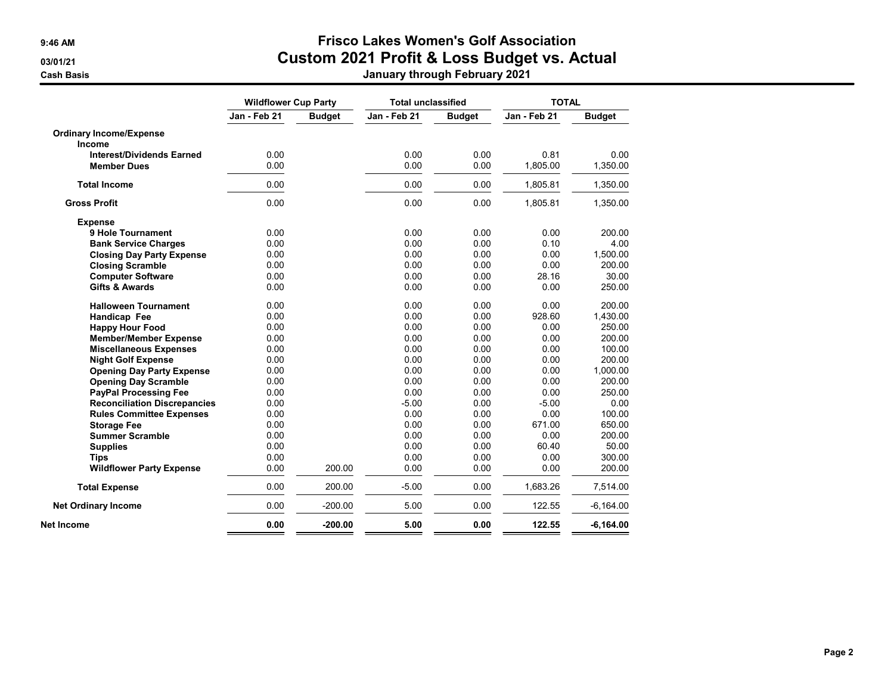# Frisco Lakes Women's Golf Association

## Custom 2021 Profit & Loss Budget vs. Actual

### January through February 2021

9:46 AM
03/01/21
Cash Basis

| | Wildflower Cup Party | | Total unclassified | | TOTAL | |
|---|---|---|---|---|---|---|
| | Jan - Feb 21 | Budget | Jan - Feb 21 | Budget | Jan - Feb 21 | Budget |
| **Ordinary Income/Expense** | | | | | | |
| **Income** | | | | | | |
| **Interest/Dividends Earned** | 0.00 | | 0.00 | 0.00 | 0.81 | 0.00 |
| **Member Dues** | 0.00 | | 0.00 | 0.00 | 1,805.00 | 1,350.00 |
| **Total Income** | 0.00 | | 0.00 | 0.00 | 1,805.81 | 1,350.00 |
| **Gross Profit** | 0.00 | | 0.00 | 0.00 | 1,805.81 | 1,350.00 |
| **Expense** | | | | | | |
| **9 Hole Tournament** | 0.00 | | 0.00 | 0.00 | 0.00 | 200.00 |
| **Bank Service Charges** | 0.00 | | 0.00 | 0.00 | 0.10 | 4.00 |
| **Closing Day Party Expense** | 0.00 | | 0.00 | 0.00 | 0.00 | 1,500.00 |
| **Closing Scramble** | 0.00 | | 0.00 | 0.00 | 0.00 | 200.00 |
| **Computer Software** | 0.00 | | 0.00 | 0.00 | 28.16 | 30.00 |
| **Gifts & Awards** | 0.00 | | 0.00 | 0.00 | 0.00 | 250.00 |
| **Halloween Tournament** | 0.00 | | 0.00 | 0.00 | 0.00 | 200.00 |
| **Handicap Fee** | 0.00 | | 0.00 | 0.00 | 928.60 | 1,430.00 |
| **Happy Hour Food** | 0.00 | | 0.00 | 0.00 | 0.00 | 250.00 |
| **Member/Member Expense** | 0.00 | | 0.00 | 0.00 | 0.00 | 200.00 |
| **Miscellaneous Expenses** | 0.00 | | 0.00 | 0.00 | 0.00 | 100.00 |
| **Night Golf Expense** | 0.00 | | 0.00 | 0.00 | 0.00 | 200.00 |
| **Opening Day Party Expense** | 0.00 | | 0.00 | 0.00 | 0.00 | 1,000.00 |
| **Opening Day Scramble** | 0.00 | | 0.00 | 0.00 | 0.00 | 200.00 |
| **PayPal Processing Fee** | 0.00 | | 0.00 | 0.00 | 0.00 | 250.00 |
| **Reconciliation Discrepancies** | 0.00 | | -5.00 | 0.00 | -5.00 | 0.00 |
| **Rules Committee Expenses** | 0.00 | | 0.00 | 0.00 | 0.00 | 100.00 |
| **Storage Fee** | 0.00 | | 0.00 | 0.00 | 671.00 | 650.00 |
| **Summer Scramble** | 0.00 | | 0.00 | 0.00 | 0.00 | 200.00 |
| **Supplies** | 0.00 | | 0.00 | 0.00 | 60.40 | 50.00 |
| **Tips** | 0.00 | | 0.00 | 0.00 | 0.00 | 300.00 |
| **Wildflower Party Expense** | 0.00 | 200.00 | 0.00 | 0.00 | 0.00 | 200.00 |
| **Total Expense** | 0.00 | 200.00 | -5.00 | 0.00 | 1,683.26 | 7,514.00 |
| **Net Ordinary Income** | 0.00 | -200.00 | 5.00 | 0.00 | 122.55 | -6,164.00 |
| **Net Income** | **0.00** | **-200.00** | **5.00** | **0.00** | **122.55** | **-6,164.00** |